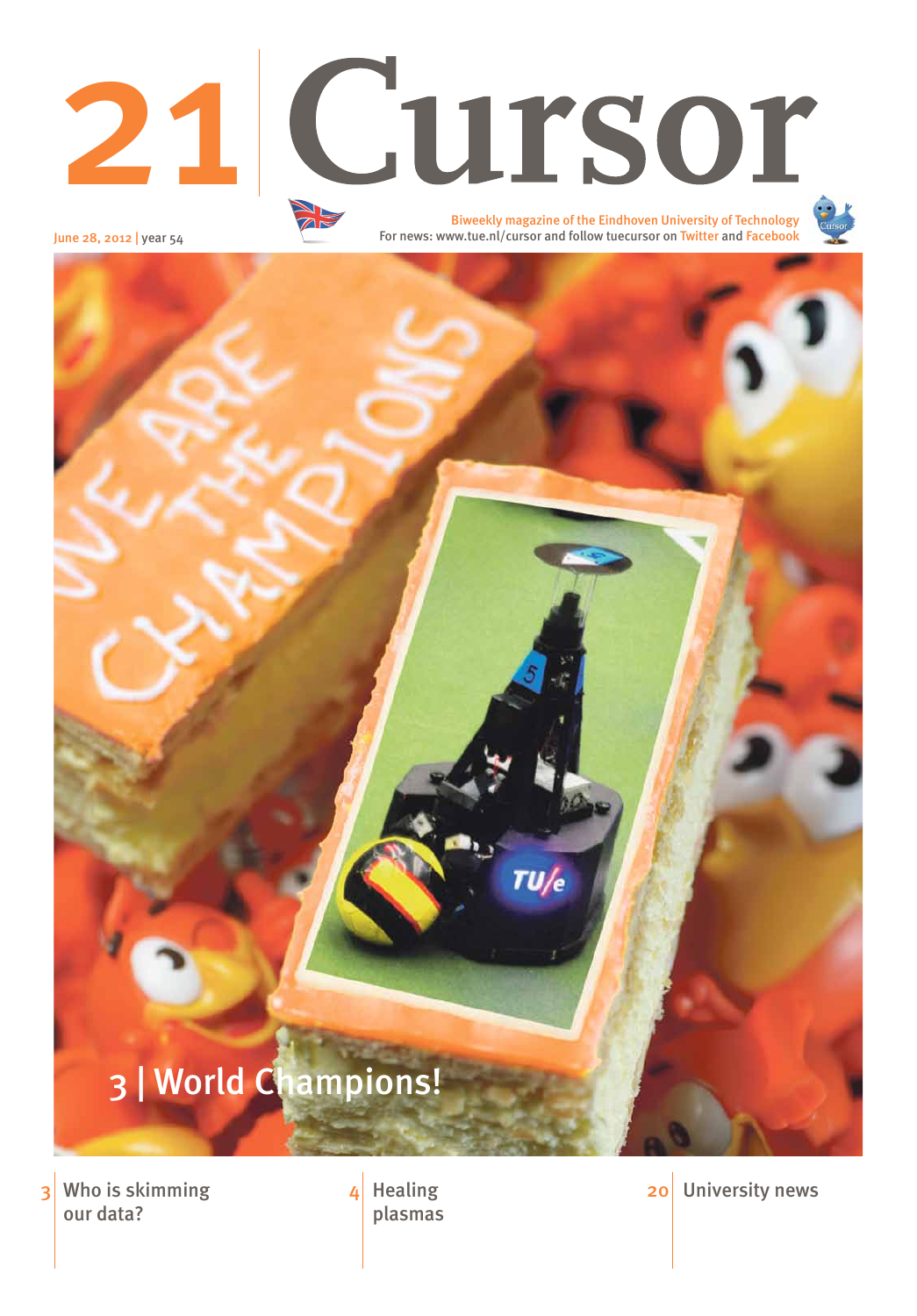# 21 Cursor

June 28, 2012 | year 54

Biweekly magazine of the Eindhoven University of Technology
For news: www.tue.nl/cursor and follow tuecursor on Twitter and Facebook

## 3 | World Champions!

3 Who is skimming our data?

4 Healing plasmas

20 University news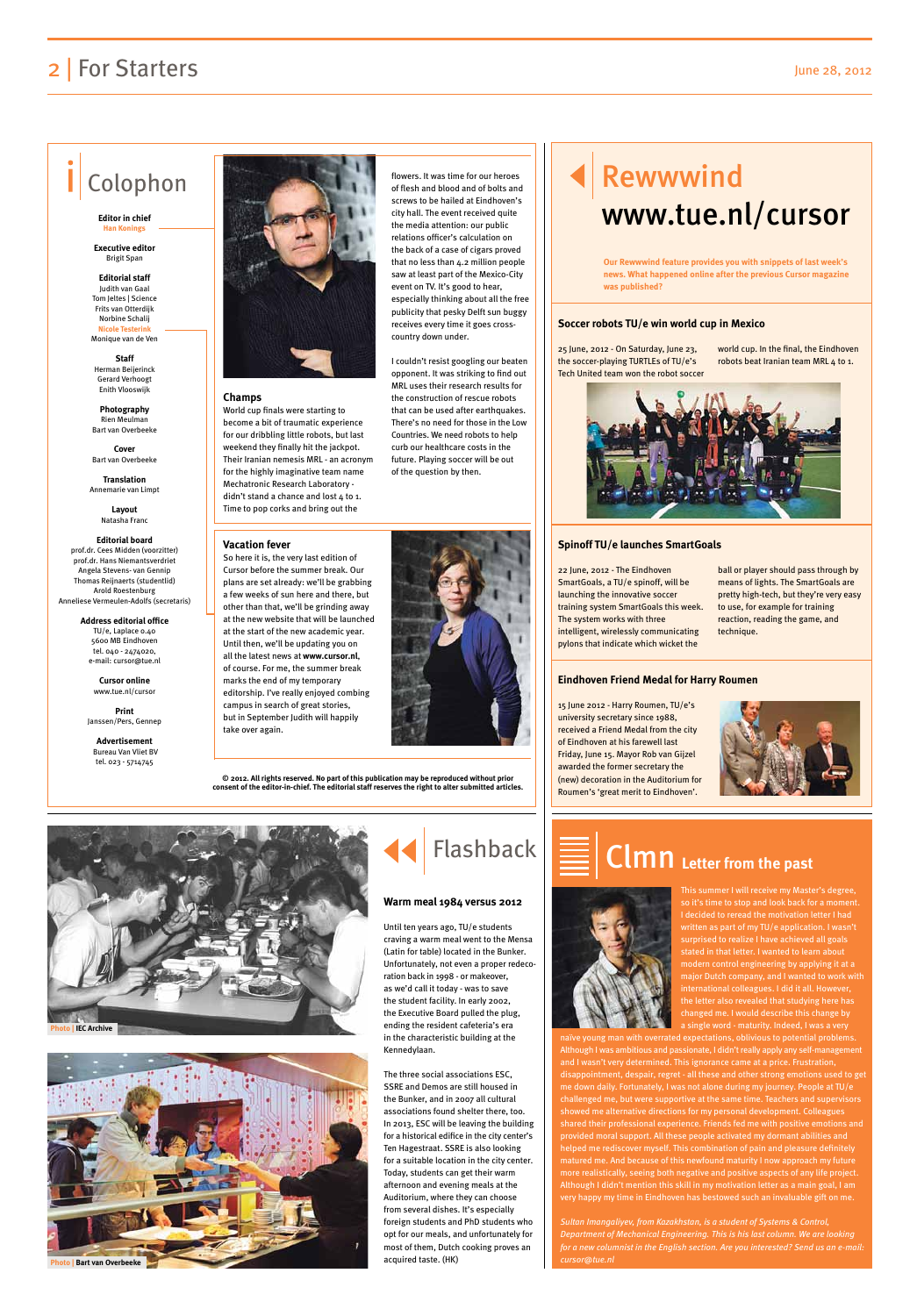## Colophon

**Editor in chief**
Han Konings

**Executive editor**
Brigit Span

**Editorial staff**
Judith van Gaal
Tom Jeltes | Science
Frits van Otterdijk
Norbine Schalij
Nicole Testerink
Monique van de Ven

**Staff**
Herman Beijerinck
Gerard Verhoogt
Enith Vlooswijk

**Photography**
Rien Meulman
Bart van Overbeeke

**Cover**
Bart van Overbeeke

**Translation**
Annemarie van Limpt

**Layout**
Natasha Franc

**Editorial board**
prof.dr. Cees Midden (voorzitter)
prof.dr. Hans Niemantsverdriet
Angela Stevens- van Gennip
Thomas Reijnaerts (studentlid)
Arold Roestenburg
Anneliese Vermeulen-Adolfs (secretaris)

**Address editorial office**
TU/e, Laplace 0.40
5600 MB Eindhoven
tel. 040 - 2474020,
e-mail: cursor@tue.nl

**Cursor online**
www.tue.nl/cursor

**Print**
Janssen/Pers, Gennep

**Advertisement**
Bureau Van Vliet BV
tel. 023 - 5714745

### Champs

World cup finals were starting to become a bit of traumatic experience for our dribbling little robots, but last weekend they finally hit the jackpot. Their Iranian nemesis MRL - an acronym for the highly imaginative team name Mechatronic Research Laboratory - didn't stand a chance and lost 4 to 1. Time to pop corks and bring out the flowers. It was time for our heroes of flesh and blood and of bolts and screws to be hailed at Eindhoven's city hall. The event received quite the media attention: our public relations officer's calculation on the back of a case of cigars proved that no less than 4.2 million people saw at least part of the Mexico-City event on TV. It's good to hear, especially thinking about all the free publicity that pesky Delft sun buggy receives every time it goes cross-country down under.

I couldn't resist googling our beaten opponent. It was striking to find out MRL uses their research results for the construction of rescue robots that can be used after earthquakes. There's no need for those in the Low Countries. We need robots to help curb our healthcare costs in the future. Playing soccer will be out of the question by then.

### Vacation fever

So here it is, the very last edition of Cursor before the summer break. Our plans are set already: we'll be grabbing a few weeks of sun here and there, but other than that, we'll be grinding away at the new website that will be launched at the start of the new academic year. Until then, we'll be updating you on all the latest news at **www.cursor.nl**, of course. For me, the summer break marks the end of my temporary editorship. I've really enjoyed combing campus in search of great stories, but in September Judith will happily take over again.

**© 2012. All rights reserved. No part of this publication may be reproduced without prior consent of the editor-in-chief. The editorial staff reserves the right to alter submitted articles.**

## Rewwwind
## www.tue.nl/cursor

**Our Rewwwind feature provides you with snippets of last week's news. What happened online after the previous Cursor magazine was published?**

### Soccer robots TU/e win world cup in Mexico

25 June, 2012 - On Saturday, June 23, the soccer-playing TURTLEs of TU/e's Tech United team won the robot soccer world cup. In the final, the Eindhoven robots beat Iranian team MRL 4 to 1.

### Spinoff TU/e launches SmartGoals

22 June, 2012 - The Eindhoven SmartGoals, a TU/e spinoff, will be launching the innovative soccer training system SmartGoals this week. The system works with three intelligent, wirelessly communicating pylons that indicate which wicket the ball or player should pass through by means of lights. The SmartGoals are pretty high-tech, but they're very easy to use, for example for training reaction, reading the game, and technique.

### Eindhoven Friend Medal for Harry Roumen

15 June 2012 - Harry Roumen, TU/e's university secretary since 1988, received a Friend Medal from the city of Eindhoven at his farewell last Friday, June 15. Mayor Rob van Gijzel awarded the former secretary the (new) decoration in the Auditorium for Roumen's 'great merit to Eindhoven'.

Photo | IEC Archive

Photo | Bart van Overbeeke

## Flashback

### Warm meal 1984 versus 2012

Until ten years ago, TU/e students craving a warm meal went to the Mensa (Latin for table) located in the Bunker. Unfortunately, not even a proper redecoration back in 1998 - or makeover, as we'd call it today - was to save the student facility. In early 2002, the Executive Board pulled the plug, ending the resident cafeteria's era in the characteristic building at the Kennedylaan.

The three social associations ESC, SSRE and Demos are still housed in the Bunker, and in 2007 all cultural associations found shelter there, too. In 2013, ESC will be leaving the building for a historical edifice in the city center's Ten Hagestraat. SSRE is also looking for a suitable location in the city center. Today, students can get their warm afternoon and evening meals at the Auditorium, where they can choose from several dishes. It's especially foreign students and PhD students who opt for our meals, and unfortunately for most of them, Dutch cooking proves an acquired taste. (HK)

## Clmn Letter from the past

This summer I will receive my Master's degree, so it's time to stop and look back for a moment. I decided to reread the motivation letter I had written as part of my TU/e application. I wasn't surprised to realize I have achieved all goals stated in that letter. I wanted to learn about modern control engineering by applying it at a major Dutch company, and I wanted to work with international colleagues. I did it all. However, the letter also revealed that studying here has changed me. I would describe this change by a single word - maturity. Indeed, I was a very naïve young man with overrated expectations, oblivious to potential problems. Although I was ambitious and passionate, I didn't really apply any self-management and I wasn't very determined. This ignorance came at a price. Frustration, disappointment, despair, regret - all these and other strong emotions used to get me down daily. Fortunately, I was not alone during my journey. People at TU/e challenged me, but were supportive at the same time. Teachers and supervisors showed me alternative directions for my personal development. Colleagues shared their professional experience. Friends fed me with positive emotions and provided moral support. All these people activated my dormant abilities and helped me rediscover myself. This combination of pain and pleasure definitely matured me. And because of this newfound maturity I now approach my future more realistically, seeing both negative and positive aspects of any life project. Although I didn't mention this skill in my motivation letter as a main goal, I am very happy my time in Eindhoven has bestowed such an invaluable gift on me.

*Sultan Imangaliyev, from Kazakhstan, is a student of Systems & Control, Department of Mechanical Engineering. This is his last column. We are looking for a new columnist in the English section. Are you interested? Send us an e-mail: cursor@tue.nl*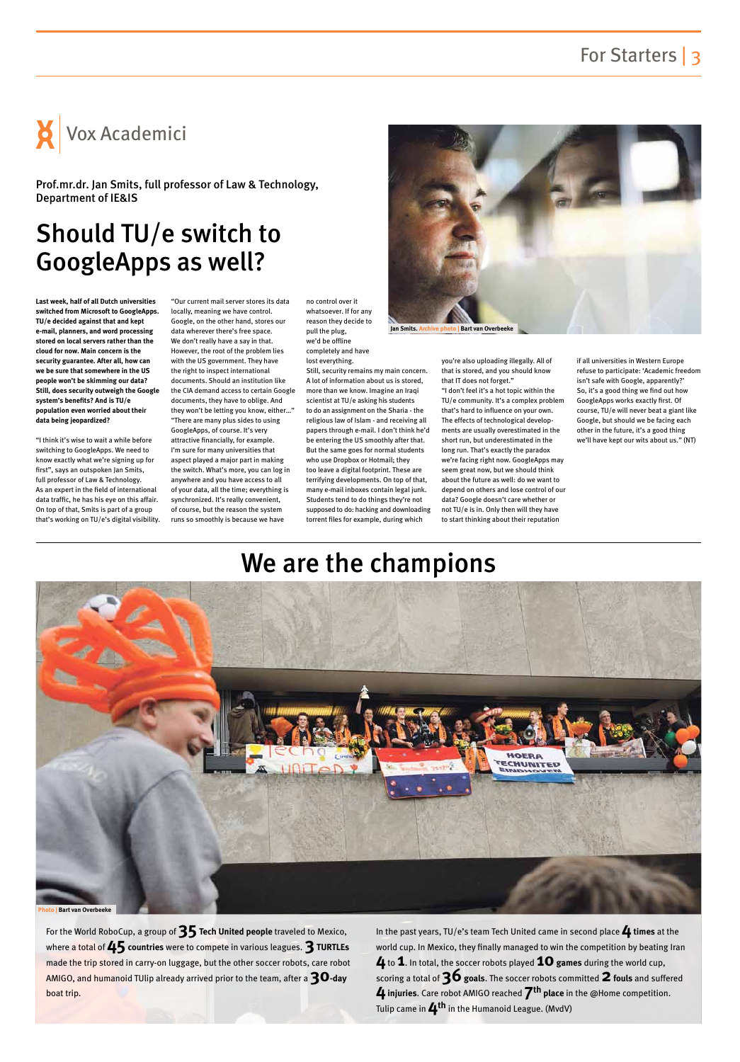# Vox Academemici

Prof.mr.dr. Jan Smits, full professor of Law & Technology, Department of IE&IS

## Should TU/e switch to GoogleApps as well?

**Last week, half of all Dutch universities switched from Microsoft to GoogleApps. TU/e decided against that and kept e-mail, planners, and word processing stored on local servers rather than the cloud for now. Main concern is the security guarantee. After all, how can we be sure that somewhere in the US people won't be skimming our data? Still, does security outweigh the Google system's benefits? And is TU/e population even worried about their data being jeopardized?**

"I think it's wise to wait a while before switching to GoogleApps. We need to know exactly what we're signing up for first", says an outspoken Jan Smits, full professor of Law & Technology. As an expert in the field of international data traffic, he has his eye on this affair. On top of that, Smits is part of a group that's working on TU/e's digital visibility.

"Our current mail server stores its data locally, meaning we have control. Google, on the other hand, stores our data wherever there's free space. We don't really have a say in that. However, the root of the problem lies with the US government. They have the right to inspect international documents. Should an institution like the CIA demand access to certain Google documents, they have to oblige. And they won't be letting you know, either..."

"There are many plus sides to using GoogleApps, of course. It's very attractive financially, for example. I'm sure for many universities that aspect played a major part in making the switch. What's more, you can log in anywhere and you have access to all of your data, all the time; everything is synchronized. It's really convenient, of course, but the reason the system runs so smoothly is because we have no control over it whatsoever. If for any reason they decide to pull the plug, we'd be offline completely and have lost everything.

Still, security remains my main concern. A lot of information about us is stored, more than we know. Imagine an Iraqi scientist at TU/e asking his students to do an assignment on the Sharia - the religious law of Islam - and receiving all papers through e-mail. I don't think he'd be entering the US smoothly after that. But the same goes for normal students who use Dropbox or Hotmail; they too leave a digital footprint. These are terrifying developments. On top of that, many e-mail inboxes contain legal junk. Students tend to do things they're not supposed to do: hacking and downloading torrent files for example, during which you're also uploading illegally. All of that is stored, and you should know that IT does not forget."

"I don't feel it's a hot topic within the TU/e community. It's a complex problem that's hard to influence on your own. The effects of technological developments are usually overestimated in the short run, but underestimated in the long run. That's exactly the paradox we're facing right now. GoogleApps may seem great now, but we should think about the future as well: do we want to depend on others and lose control of our data? Google doesn't care whether or not TU/e is in. Only then will they have to start thinking about their reputation if all universities in Western Europe refuse to participate: 'Academic freedom isn't safe with Google, apparently?' So, it's a good thing we find out how GoogleApps works exactly first. Of course, TU/e will never beat a giant like Google, but should we be facing each other in the future, it's a good thing we'll have kept our wits about us." (NT)

Jan Smits. Archive photo | Bart van Overbeeke

# We are the champions

Photo | Bart van Overbeeke

For the World RoboCup, a group of **35 Tech United people** traveled to Mexico, where a total of **45 countries** were to compete in various leagues. **3 TURTLEs** made the trip stored in carry-on luggage, but the other soccer robots, care robot AMIGO, and humanoid TUlip already arrived prior to the team, after a **30-day** boat trip.

In the past years, TU/e's team Tech United came in second place **4 times** at the world cup. In Mexico, they finally managed to win the competition by beating Iran **4** to **1**. In total, the soccer robots played **10 games** during the world cup, scoring a total of **36 goals**. The soccer robots committed **2 fouls** and suffered **4 injuries**. Care robot AMIGO reached **7th place** in the @Home competition. Tulip came in **4th** in the Humanoid League. (MvdV)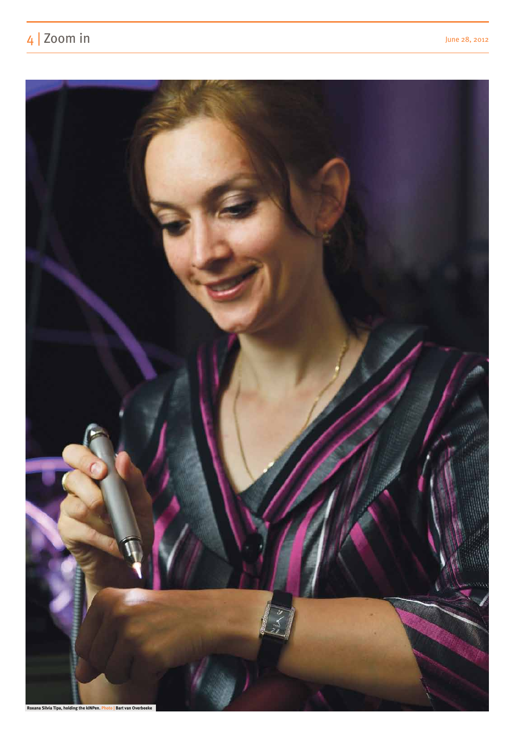Roxana Silvia Tipa, holding the kINPen. Photo | Bart van Overbeeke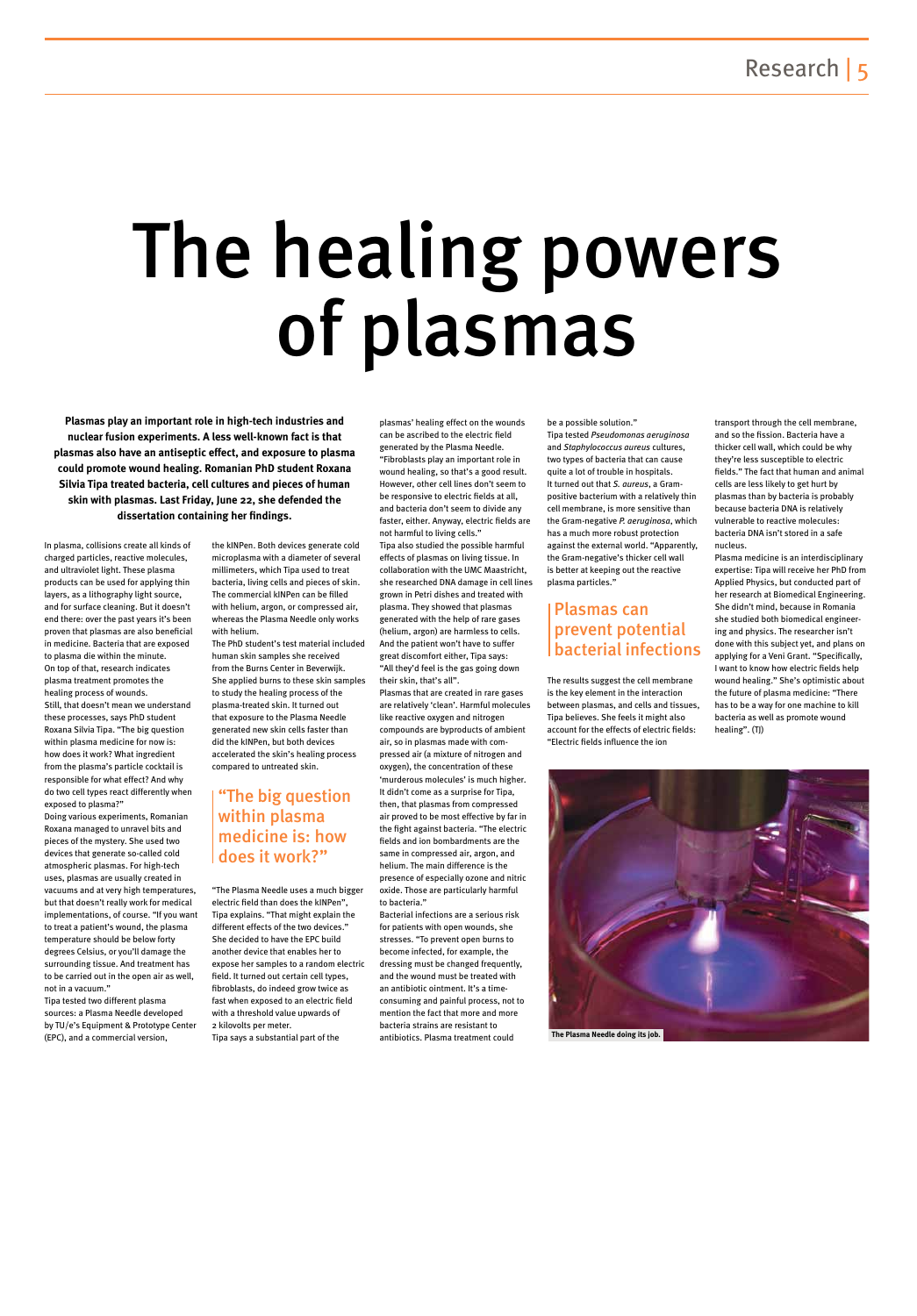# The healing powers of plasmas

**Plasmas play an important role in high-tech industries and nuclear fusion experiments. A less well-known fact is that plasmas also have an antiseptic effect, and exposure to plasma could promote wound healing. Romanian PhD student Roxana Silvia Tipa treated bacteria, cell cultures and pieces of human skin with plasmas. Last Friday, June 22, she defended the dissertation containing her findings.**

In plasma, collisions create all kinds of charged particles, reactive molecules, and ultraviolet light. These plasma products can be used for applying thin layers, as a lithography light source, and for surface cleaning. But it doesn't end there: over the past years it's been proven that plasmas are also beneficial in medicine. Bacteria that are exposed to plasma die within the minute.

On top of that, research indicates plasma treatment promotes the healing process of wounds.

Still, that doesn't mean we understand these processes, says PhD student Roxana Silvia Tipa. "The big question within plasma medicine for now is: how does it work? What ingredient from the plasma's particle cocktail is responsible for what effect? And why do two cell types react differently when exposed to plasma?"

Doing various experiments, Romanian Roxana managed to unravel bits and pieces of the mystery. She used two devices that generate so-called cold atmospheric plasmas. For high-tech uses, plasmas are usually created in vacuums and at very high temperatures, but that doesn't really work for medical implementations, of course. "If you want to treat a patient's wound, the plasma temperature should be below forty degrees Celsius, or you'll damage the surrounding tissue. And treatment has to be carried out in the open air as well, not in a vacuum."

Tipa tested two different plasma sources: a Plasma Needle developed by TU/e's Equipment & Prototype Center (EPC), and a commercial version, the kINPen. Both devices generate cold microplasma with a diameter of several millimeters, which Tipa used to treat bacteria, living cells and pieces of skin. The commercial kINPen can be filled with helium, argon, or compressed air, whereas the Plasma Needle only works with helium.

The PhD student's test material included human skin samples she received from the Burns Center in Beverwijk. She applied burns to these skin samples to study the healing process of the plasma-treated skin. It turned out that exposure to the Plasma Needle generated new skin cells faster than did the kINPen, but both devices accelerated the skin's healing process compared to untreated skin.

## "The big question within plasma medicine is: how does it work?"

"The Plasma Needle uses a much bigger electric field than does the kINPen", Tipa explains. "That might explain the different effects of the two devices." She decided to have the EPC build another device that enables her to expose her samples to a random electric field. It turned out certain cell types, fibroblasts, do indeed grow twice as fast when exposed to an electric field with a threshold value upwards of 2 kilovolts per meter.

Tipa says a substantial part of the plasmas' healing effect on the wounds can be ascribed to the electric field generated by the Plasma Needle. "Fibroblasts play an important role in wound healing, so that's a good result. However, other cell lines don't seem to be responsive to electric fields at all, and bacteria don't seem to divide any faster, either. Anyway, electric fields are not harmful to living cells."

Tipa also studied the possible harmful effects of plasmas on living tissue. In collaboration with the UMC Maastricht, she researched DNA damage in cell lines grown in Petri dishes and treated with plasma. They showed that plasmas generated with the help of rare gases (helium, argon) are harmless to cells. And the patient won't have to suffer great discomfort either, Tipa says: "All they'd feel is the gas going down their skin, that's all".

Plasmas that are created in rare gases are relatively 'clean'. Harmful molecules like reactive oxygen and nitrogen compounds are byproducts of ambient air, so in plasmas made with compressed air (a mixture of nitrogen and oxygen), the concentration of these 'murderous molecules' is much higher. It didn't come as a surprise for Tipa, then, that plasmas from compressed air proved to be most effective by far in the fight against bacteria. "The electric fields and ion bombardments are the same in compressed air, argon, and helium. The main difference is the presence of especially ozone and nitric oxide. Those are particularly harmful to bacteria."

Bacterial infections are a serious risk for patients with open wounds, she stresses. "To prevent open burns to become infected, for example, the dressing must be changed frequently, and the wound must be treated with an antibiotic ointment. It's a time-consuming and painful process, not to mention the fact that more and more bacteria strains are resistant to antibiotics. Plasma treatment could be a possible solution."

Tipa tested *Pseudomonas aeruginosa* and *Staphylococcus aureus* cultures, two types of bacteria that can cause quite a lot of trouble in hospitals. It turned out that *S. aureus*, a Gram-positive bacterium with a relatively thin cell membrane, is more sensitive than the Gram-negative *P. aeruginosa*, which has a much more robust protection against the external world. "Apparently, the Gram-negative's thicker cell wall is better at keeping out the reactive plasma particles."

## Plasmas can prevent potential bacterial infections

The results suggest the cell membrane is the key element in the interaction between plasmas, and cells and tissues, Tipa believes. She feels it might also account for the effects of electric fields: "Electric fields influence the ion transport through the cell membrane, and so the fission. Bacteria have a thicker cell wall, which could be why they're less susceptible to electric fields." The fact that human and animal cells are less likely to get hurt by plasmas than by bacteria is probably because bacteria DNA is relatively vulnerable to reactive molecules: bacteria DNA isn't stored in a safe nucleus.

Plasma medicine is an interdisciplinary expertise: Tipa will receive her PhD from Applied Physics, but conducted part of her research at Biomedical Engineering. She didn't mind, because in Romania she studied both biomedical engineering and physics. The researcher isn't done with this subject yet, and plans on applying for a Veni Grant. "Specifically, I want to know how electric fields help wound healing." She's optimistic about the future of plasma medicine: "There has to be a way for one machine to kill bacteria as well as promote wound healing". (TJ)

The Plasma Needle doing its job.